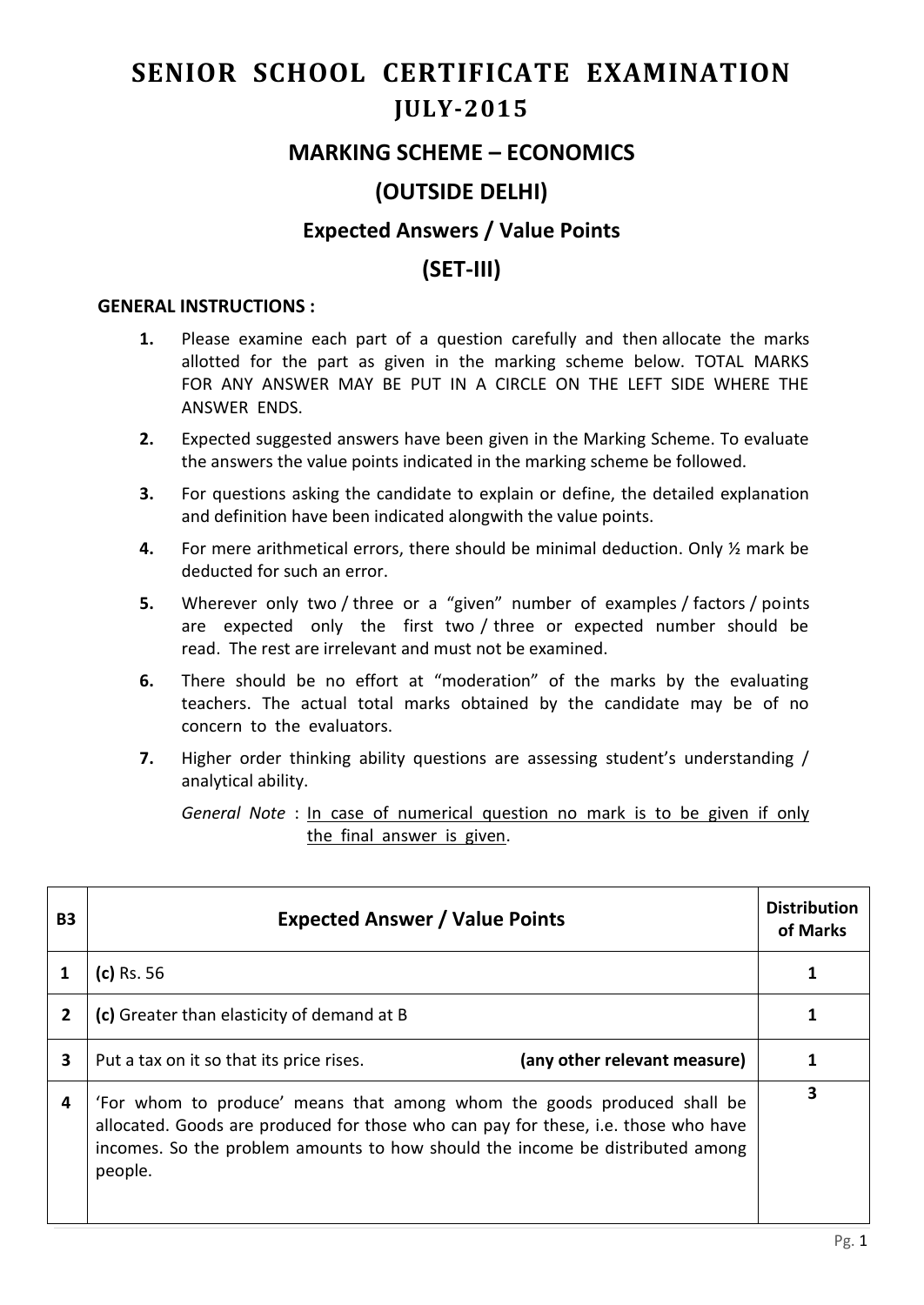# SENIOR SCHOOL CERTIFICATE EXAMINATION

## JULY-2015

## MARKING SCHEME – ECONOMICS

## (OUTSIDE DELHI)

### Expected Answers / Value Points

## (SET-III)

**GENERAL INSTRUCTIONS :**

1. Please examine each part of a question carefully and then allocate the marks allotted for the part as given in the marking scheme below. TOTAL MARKS FOR ANY ANSWER MAY BE PUT IN A CIRCLE ON THE LEFT SIDE WHERE THE ANSWER ENDS.
2. Expected suggested answers have been given in the Marking Scheme. To evaluate the answers the value points indicated in the marking scheme be followed.
3. For questions asking the candidate to explain or define, the detailed explanation and definition have been indicated alongwith the value points.
4. For mere arithmetical errors, there should be minimal deduction. Only ½ mark be deducted for such an error.
5. Wherever only two / three or a "given" number of examples / factors / points are expected only the first two / three or expected number should be read. The rest are irrelevant and must not be examined.
6. There should be no effort at "moderation" of the marks by the evaluating teachers. The actual total marks obtained by the candidate may be of no concern to the evaluators.
7. Higher order thinking ability questions are assessing student's understanding / analytical ability.

*General Note* : In case of numerical question no mark is to be given if only the final answer is given.

| B3 | Expected Answer / Value Points | Distribution of Marks |
|---|---|---|
| 1 | **(c)** Rs. 56 | 1 |
| 2 | **(c)** Greater than elasticity of demand at B | 1 |
| 3 | Put a tax on it so that its price rises. **(any other relevant measure)** | 1 |
| 4 | 'For whom to produce' means that among whom the goods produced shall be allocated. Goods are produced for those who can pay for these, i.e. those who have incomes. So the problem amounts to how should the income be distributed among people. | 3 |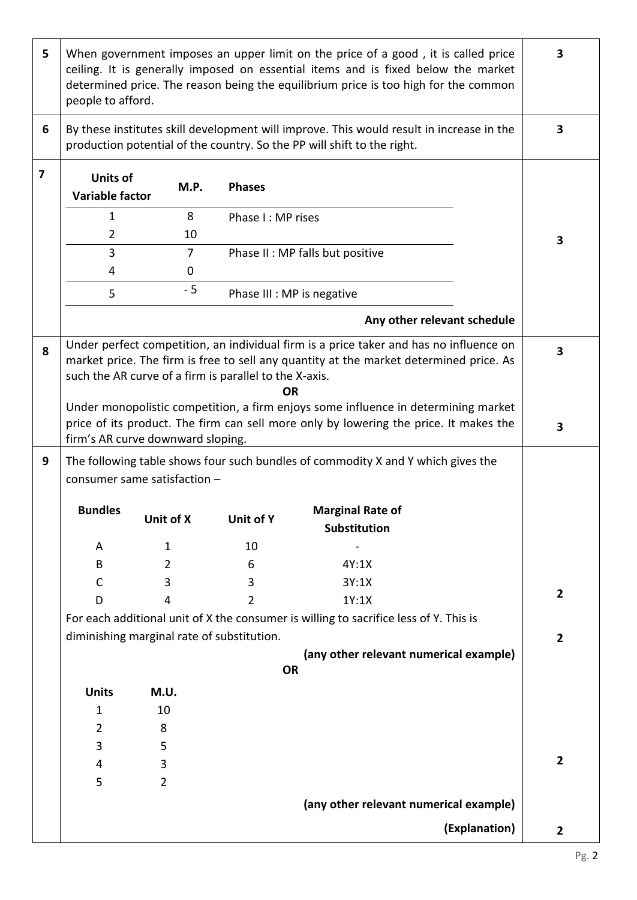| Q. No. | Answer | Marks |
|---|---|---|
| 5 | When government imposes an upper limit on the price of a good , it is called price ceiling. It is generally imposed on essential items and is fixed below the market determined price. The reason being the equilibrium price is too high for the common people to afford. | 3 |
| 6 | By these institutes skill development will improve. This would result in increase in the production potential of the country. So the PP will shift to the right. | 3 |

**7**

| Units of Variable factor | M.P. | Phases |
|---|---|---|
| 1 | 8 | Phase I : MP rises |
| 2 | 10 | |
| 3 | 7 | Phase II : MP falls but positive |
| 4 | 0 | |
| 5 | - 5 | Phase III : MP is negative |

**Any other relevant schedule** — 3

**8**

Under perfect competition, an individual firm is a price taker and has no influence on market price. The firm is free to sell any quantity at the market determined price. As such the AR curve of a firm is parallel to the X-axis. — 3

**OR**

Under monopolistic competition, a firm enjoys some influence in determining market price of its product. The firm can sell more only by lowering the price. It makes the firm's AR curve downward sloping. — 3

**9**

The following table shows four such bundles of commodity X and Y which gives the consumer same satisfaction –

| Bundles | Unit of X | Unit of Y | Marginal Rate of Substitution |
|---|---|---|---|
| A | 1 | 10 | - |
| B | 2 | 6 | 4Y:1X |
| C | 3 | 3 | 3Y:1X |
| D | 4 | 2 | 1Y:1X |

— 2

For each additional unit of X the consumer is willing to sacrifice less of Y. This is diminishing marginal rate of substitution. — 2

**(any other relevant numerical example)**

**OR**

| Units | M.U. |
|---|---|
| 1 | 10 |
| 2 | 8 |
| 3 | 5 |
| 4 | 3 |
| 5 | 2 |

— 2

**(any other relevant numerical example)**

**(Explanation)** — 2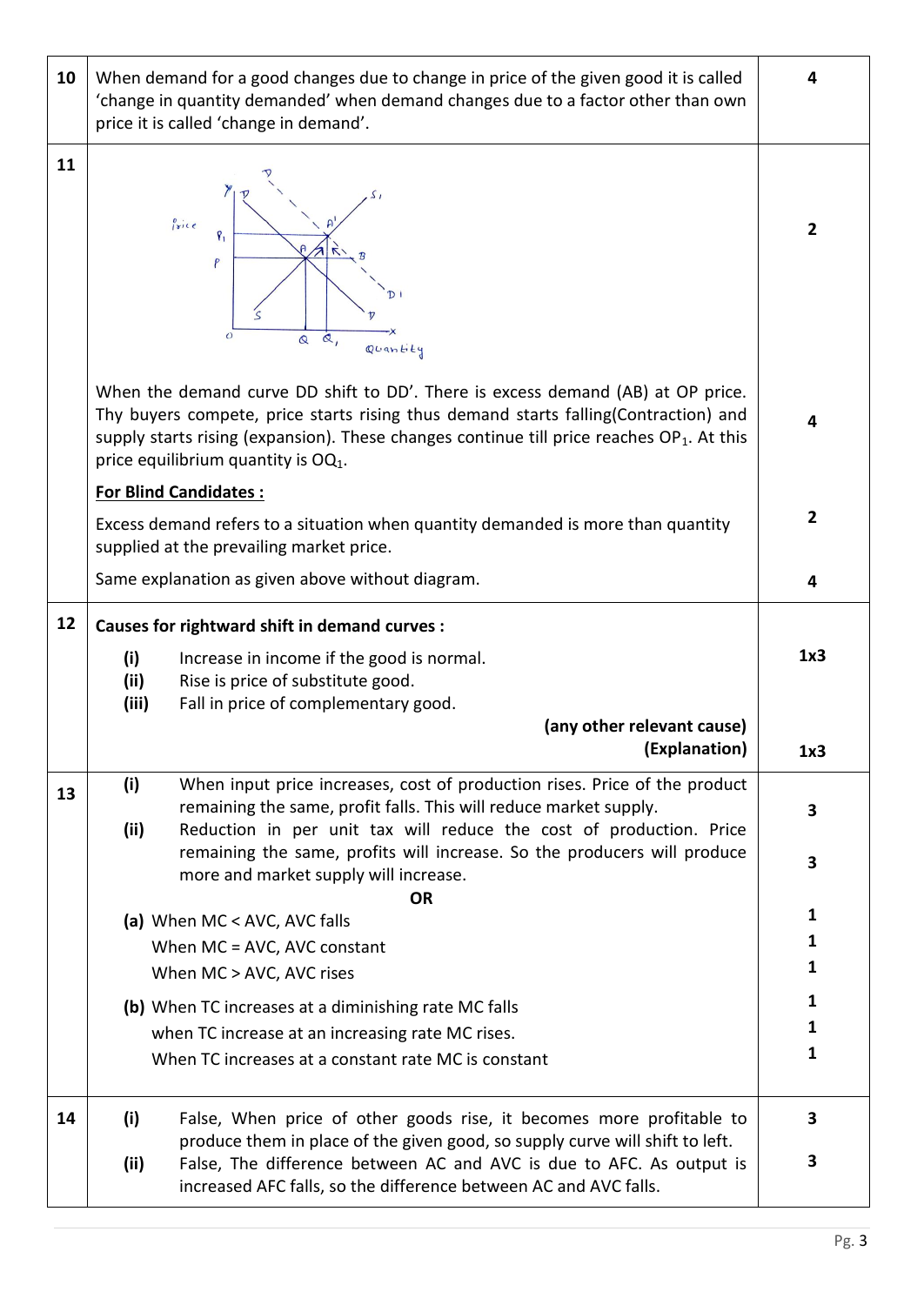| | | |
|---|---|---|
| 10 | When demand for a good changes due to change in price of the given good it is called 'change in quantity demanded' when demand changes due to a factor other than own price it is called 'change in demand'. | 4 |
| 11 | [Diagram] | 2 |
| | When the demand curve DD shift to DD'. There is excess demand (AB) at OP price. Thy buyers compete, price starts rising thus demand starts falling(Contraction) and supply starts rising (expansion). These changes continue till price reaches $OP_1$. At this price equilibrium quantity is $OQ_1$. | 4 |
| | **For Blind Candidates :** Excess demand refers to a situation when quantity demanded is more than quantity supplied at the prevailing market price. | 2 |
| | Same explanation as given above without diagram. | 4 |
| 12 | **Causes for rightward shift in demand curves :** (i) Increase in income if the good is normal. (ii) Rise is price of substitute good. (iii) Fall in price of complementary good. **(any other relevant cause)** | 1x3 |
| | **(Explanation)** | 1x3 |
| 13 | (i) When input price increases, cost of production rises. Price of the product remaining the same, profit falls. This will reduce market supply. | 3 |
| | (ii) Reduction in per unit tax will reduce the cost of production. Price remaining the same, profits will increase. So the producers will produce more and market supply will increase. | 3 |
| | **OR** | |
| | **(a)** When MC < AVC, AVC falls | 1 |
| | When MC = AVC, AVC constant | 1 |
| | When MC > AVC, AVC rises | 1 |
| | **(b)** When TC increases at a diminishing rate MC falls | 1 |
| | when TC increase at an increasing rate MC rises. | 1 |
| | When TC increases at a constant rate MC is constant | 1 |
| 14 | (i) False, When price of other goods rise, it becomes more profitable to produce them in place of the given good, so supply curve will shift to left. | 3 |
| | (ii) False, The difference between AC and AVC is due to AFC. As output is increased AFC falls, so the difference between AC and AVC falls. | 3 |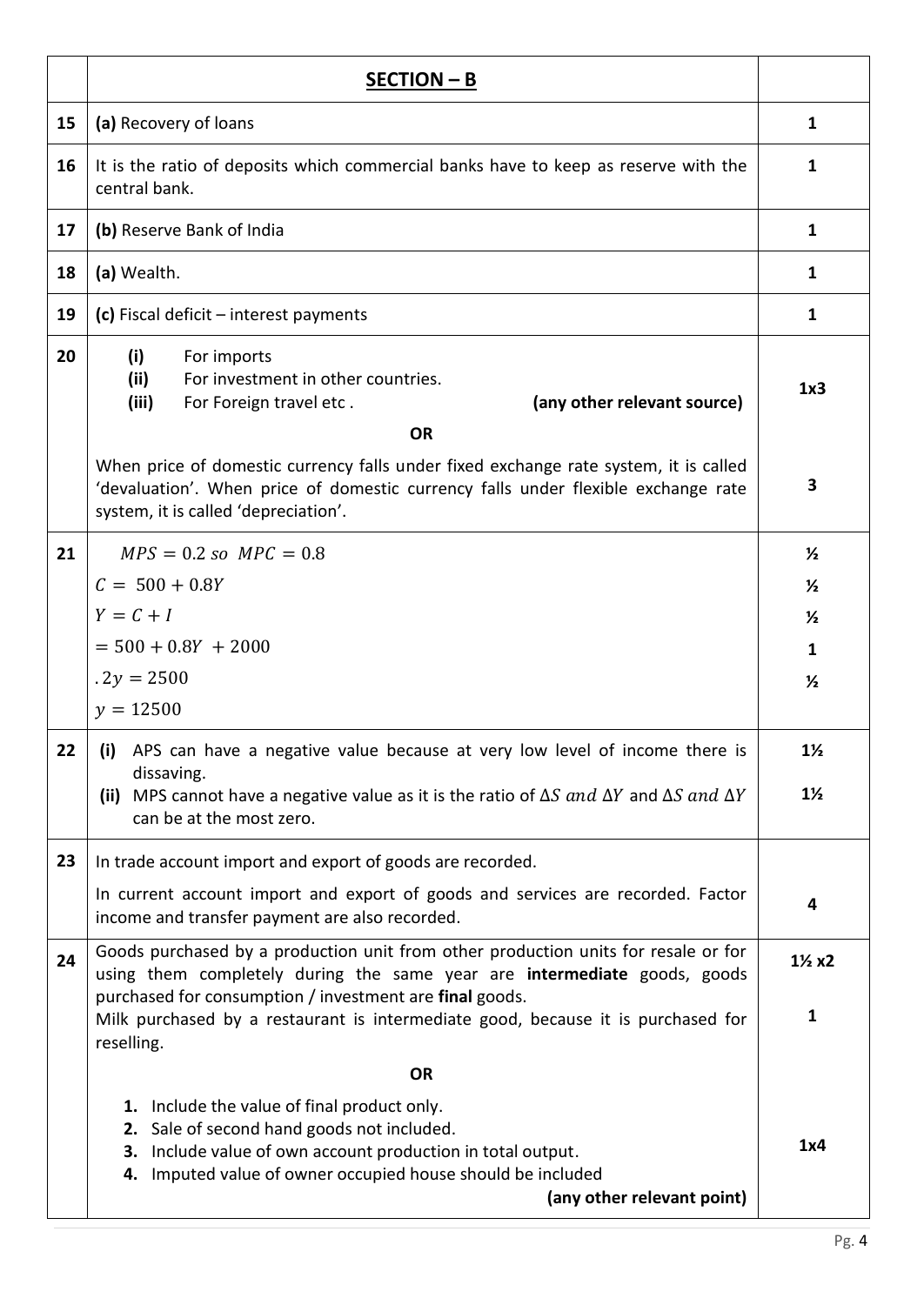| | **SECTION – B** | |
|---|---|---|
| 15 | **(a)** Recovery of loans | 1 |
| 16 | It is the ratio of deposits which commercial banks have to keep as reserve with the central bank. | 1 |
| 17 | **(b)** Reserve Bank of India | 1 |
| 18 | **(a)** Wealth. | 1 |
| 19 | **(c)** Fiscal deficit – interest payments | 1 |
| 20 | **(i)** For imports<br>**(ii)** For investment in other countries.<br>**(iii)** For Foreign travel etc . **(any other relevant source)** | 1x3 |
| | **OR** | |
| | When price of domestic currency falls under fixed exchange rate system, it is called 'devaluation'. When price of domestic currency falls under flexible exchange rate system, it is called 'depreciation'. | 3 |
| 21 | $MPS = 0.2 \; so \;\; MPC = 0.8$ | ½ |
| | $C = \; 500 + 0.8Y$ | ½ |
| | $Y = C + I$ | ½ |
| | $= 500 + 0.8Y \; + 2000$ | 1 |
| | $.2y = 2500$ | ½ |
| | $y = 12500$ | |
| 22 | **(i)** APS can have a negative value because at very low level of income there is dissaving. | 1½ |
| | **(ii)** MPS cannot have a negative value as it is the ratio of $\Delta S \; and \; \Delta Y$ and $\Delta S \; and \; \Delta Y$ can be at the most zero. | 1½ |
| 23 | In trade account import and export of goods are recorded.<br>In current account import and export of goods and services are recorded. Factor income and transfer payment are also recorded. | 4 |
| 24 | Goods purchased by a production unit from other production units for resale or for using them completely during the same year are **intermediate** goods, goods purchased for consumption / investment are **final** goods. | 1½ x2 |
| | Milk purchased by a restaurant is intermediate good, because it is purchased for reselling. | 1 |
| | **OR** | |
| | 1. Include the value of final product only.<br>2. Sale of second hand goods not included.<br>3. Include value of own account production in total output.<br>4. Imputed value of owner occupied house should be included<br>**(any other relevant point)** | 1x4 |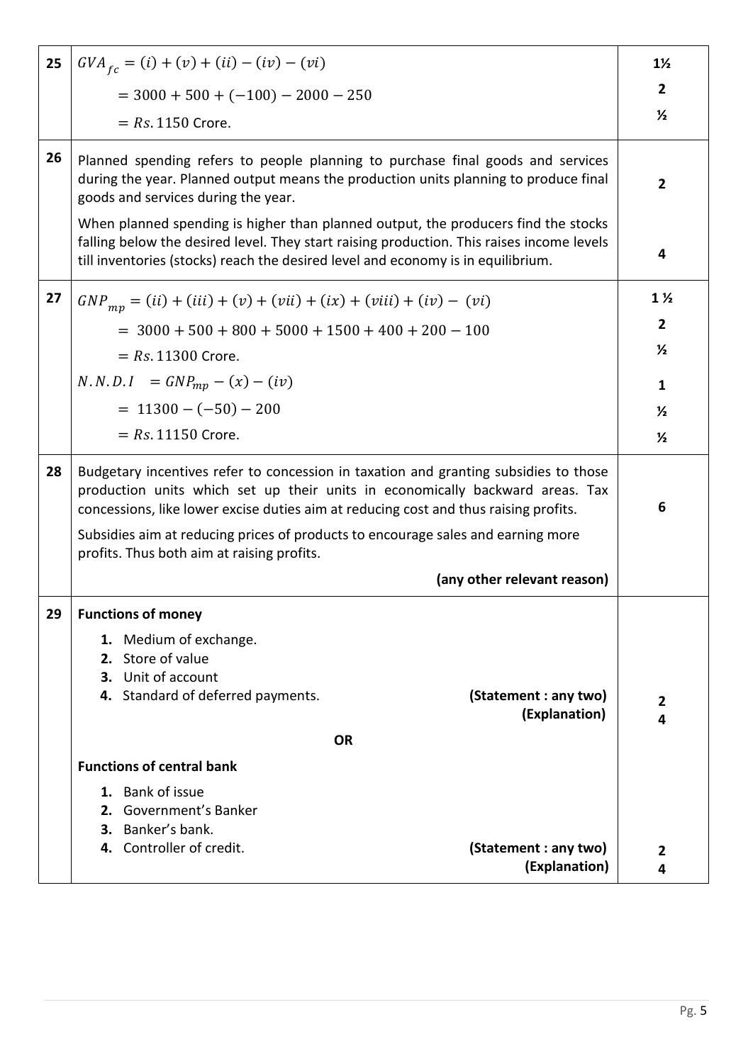| | | |
|---|---|---|
| 25 | $GVA_{fc} = (i) + (v) + (ii) - (iv) - (vi)$<br>$= 3000 + 500 + (-100) - 2000 - 250$<br>$= Rs. 1150$ Crore. | 1½<br>2<br>½ |
| 26 | Planned spending refers to people planning to purchase final goods and services during the year. Planned output means the production units planning to produce final goods and services during the year.<br>When planned spending is higher than planned output, the producers find the stocks falling below the desired level. They start raising production. This raises income levels till inventories (stocks) reach the desired level and economy is in equilibrium. | 2<br><br>4 |
| 27 | $GNP_{mp} = (ii) + (iii) + (v) + (vii) + (ix) + (viii) + (iv) - (vi)$<br>$= 3000 + 500 + 800 + 5000 + 1500 + 400 + 200 - 100$<br>$= Rs. 11300$ Crore.<br>$N.N.D.I = GNP_{mp} - (x) - (iv)$<br>$= 11300 - (-50) - 200$<br>$= Rs. 11150$ Crore. | 1 ½<br>2<br>½<br>1<br>½<br>½ |
| 28 | Budgetary incentives refer to concession in taxation and granting subsidies to those production units which set up their units in economically backward areas. Tax concessions, like lower excise duties aim at reducing cost and thus raising profits.<br>Subsidies aim at reducing prices of products to encourage sales and earning more profits. Thus both aim at raising profits.<br>**(any other relevant reason)** | 6 |
| 29 | **Functions of money**<br>1. Medium of exchange.<br>2. Store of value<br>3. Unit of account<br>4. Standard of deferred payments. **(Statement : any two)** **(Explanation)**<br>**OR**<br>**Functions of central bank**<br>1. Bank of issue<br>2. Government's Banker<br>3. Banker's bank.<br>4. Controller of credit. **(Statement : any two)** **(Explanation)** | <br><br><br><br>2<br>4<br><br><br><br><br><br>2<br>4 |